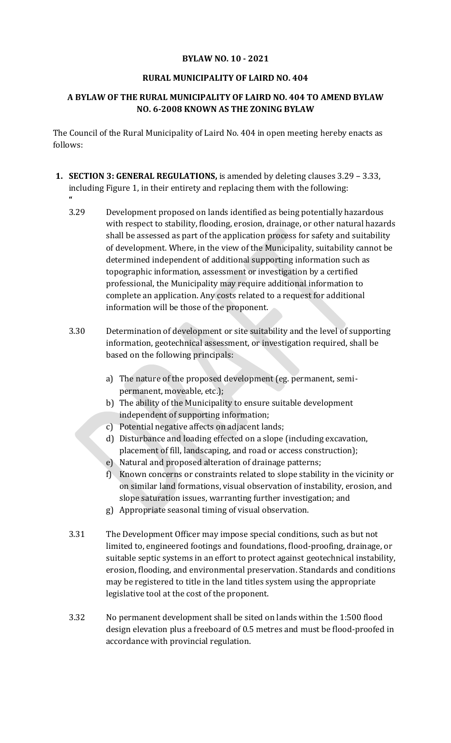**BYLAW NO. 10 - 2021**

**RURAL MUNICIPALITY OF LAIRD NO. 404**

**A BYLAW OF THE RURAL MUNICIPALITY OF LAIRD NO. 404 TO AMEND BYLAW NO. 6-2008 KNOWN AS THE ZONING BYLAW**

The Council of the Rural Municipality of Laird No. 404 in open meeting hereby enacts as follows:

1. **SECTION 3: GENERAL REGULATIONS,** is amended by deleting clauses 3.29 – 3.33, including Figure 1, in their entirety and replacing them with the following:

"

3.29 Development proposed on lands identified as being potentially hazardous with respect to stability, flooding, erosion, drainage, or other natural hazards shall be assessed as part of the application process for safety and suitability of development. Where, in the view of the Municipality, suitability cannot be determined independent of additional supporting information such as topographic information, assessment or investigation by a certified professional, the Municipality may require additional information to complete an application. Any costs related to a request for additional information will be those of the proponent.

3.30 Determination of development or site suitability and the level of supporting information, geotechnical assessment, or investigation required, shall be based on the following principals:

a) The nature of the proposed development (eg. permanent, semi-permanent, moveable, etc.);
b) The ability of the Municipality to ensure suitable development independent of supporting information;
c) Potential negative affects on adjacent lands;
d) Disturbance and loading effected on a slope (including excavation, placement of fill, landscaping, and road or access construction);
e) Natural and proposed alteration of drainage patterns;
f) Known concerns or constraints related to slope stability in the vicinity or on similar land formations, visual observation of instability, erosion, and slope saturation issues, warranting further investigation; and
g) Appropriate seasonal timing of visual observation.

3.31 The Development Officer may impose special conditions, such as but not limited to, engineered footings and foundations, flood-proofing, drainage, or suitable septic systems in an effort to protect against geotechnical instability, erosion, flooding, and environmental preservation. Standards and conditions may be registered to title in the land titles system using the appropriate legislative tool at the cost of the proponent.

3.32 No permanent development shall be sited on lands within the 1:500 flood design elevation plus a freeboard of 0.5 metres and must be flood-proofed in accordance with provincial regulation.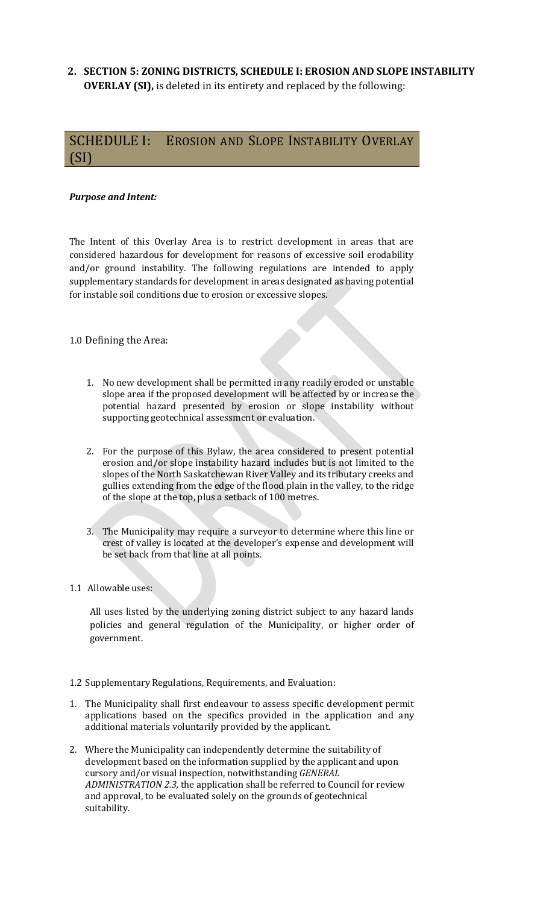**2. SECTION 5: ZONING DISTRICTS, SCHEDULE I: EROSION AND SLOPE INSTABILITY OVERLAY (SI),** is deleted in its entirety and replaced by the following:

## SCHEDULE I: EROSION AND SLOPE INSTABILITY OVERLAY (SI)

***Purpose and Intent:***

The Intent of this Overlay Area is to restrict development in areas that are considered hazardous for development for reasons of excessive soil erodability and/or ground instability. The following regulations are intended to apply supplementary standards for development in areas designated as having potential for instable soil conditions due to erosion or excessive slopes.

1.0 Defining the Area:

1. No new development shall be permitted in any readily eroded or unstable slope area if the proposed development will be affected by or increase the potential hazard presented by erosion or slope instability without supporting geotechnical assessment or evaluation.

2. For the purpose of this Bylaw, the area considered to present potential erosion and/or slope instability hazard includes but is not limited to the slopes of the North Saskatchewan River Valley and its tributary creeks and gullies extending from the edge of the flood plain in the valley, to the ridge of the slope at the top, plus a setback of 100 metres.

3. The Municipality may require a surveyor to determine where this line or crest of valley is located at the developer's expense and development will be set back from that line at all points.

1.1 Allowable uses:

All uses listed by the underlying zoning district subject to any hazard lands policies and general regulation of the Municipality, or higher order of government.

1.2 Supplementary Regulations, Requirements, and Evaluation:

1. The Municipality shall first endeavour to assess specific development permit applications based on the specifics provided in the application and any additional materials voluntarily provided by the applicant.

2. Where the Municipality can independently determine the suitability of development based on the information supplied by the applicant and upon cursory and/or visual inspection, notwithstanding *GENERAL ADMINISTRATION 2.3*, the application shall be referred to Council for review and approval, to be evaluated solely on the grounds of geotechnical suitability.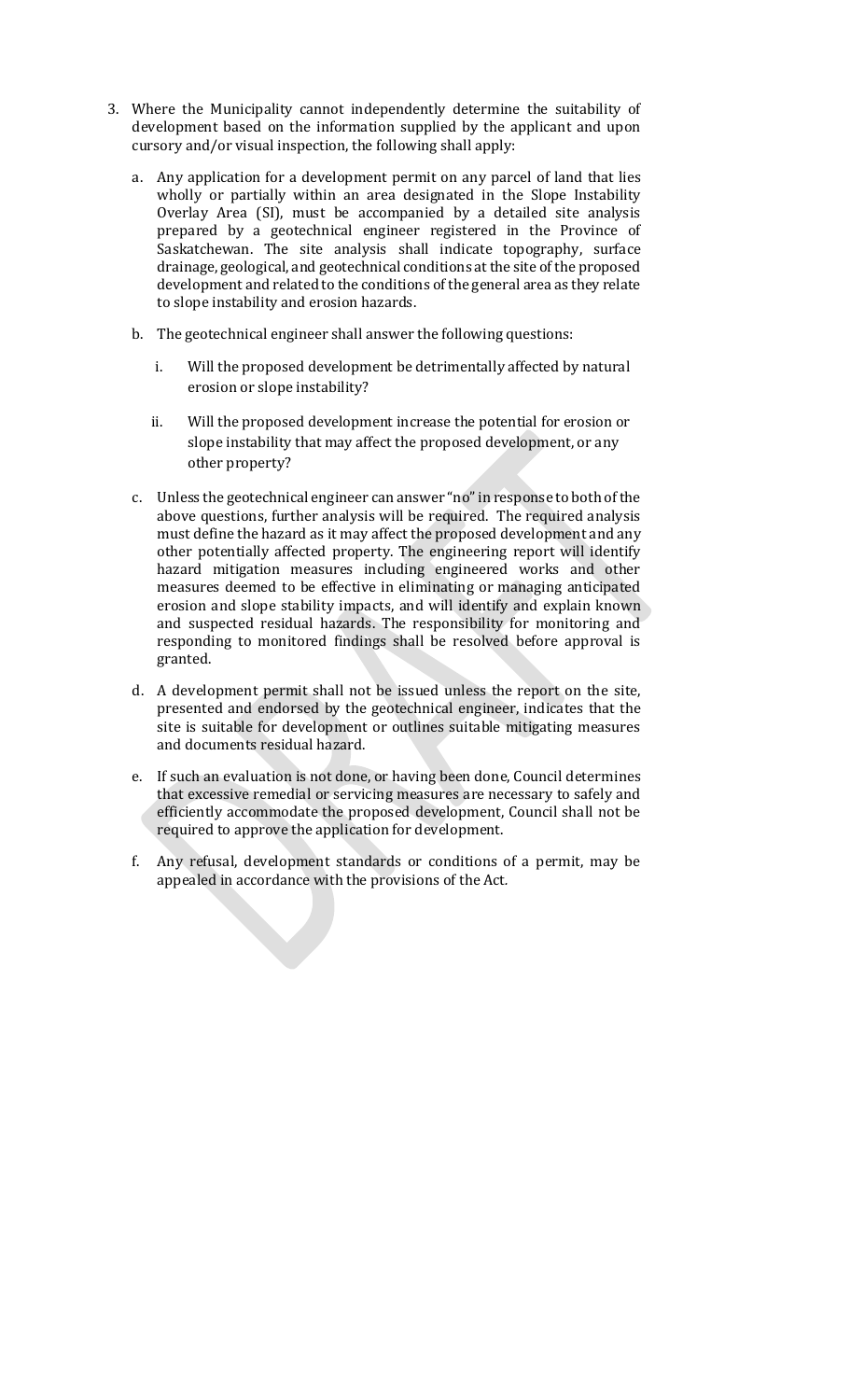3. Where the Municipality cannot independently determine the suitability of development based on the information supplied by the applicant and upon cursory and/or visual inspection, the following shall apply:

   a. Any application for a development permit on any parcel of land that lies wholly or partially within an area designated in the Slope Instability Overlay Area (SI), must be accompanied by a detailed site analysis prepared by a geotechnical engineer registered in the Province of Saskatchewan. The site analysis shall indicate topography, surface drainage, geological, and geotechnical conditions at the site of the proposed development and related to the conditions of the general area as they relate to slope instability and erosion hazards.

   b. The geotechnical engineer shall answer the following questions:

      i. Will the proposed development be detrimentally affected by natural erosion or slope instability?

      ii. Will the proposed development increase the potential for erosion or slope instability that may affect the proposed development, or any other property?

   c. Unless the geotechnical engineer can answer "no" in response to both of the above questions, further analysis will be required. The required analysis must define the hazard as it may affect the proposed development and any other potentially affected property. The engineering report will identify hazard mitigation measures including engineered works and other measures deemed to be effective in eliminating or managing anticipated erosion and slope stability impacts, and will identify and explain known and suspected residual hazards. The responsibility for monitoring and responding to monitored findings shall be resolved before approval is granted.

   d. A development permit shall not be issued unless the report on the site, presented and endorsed by the geotechnical engineer, indicates that the site is suitable for development or outlines suitable mitigating measures and documents residual hazard.

   e. If such an evaluation is not done, or having been done, Council determines that excessive remedial or servicing measures are necessary to safely and efficiently accommodate the proposed development, Council shall not be required to approve the application for development.

   f. Any refusal, development standards or conditions of a permit, may be appealed in accordance with the provisions of the Act.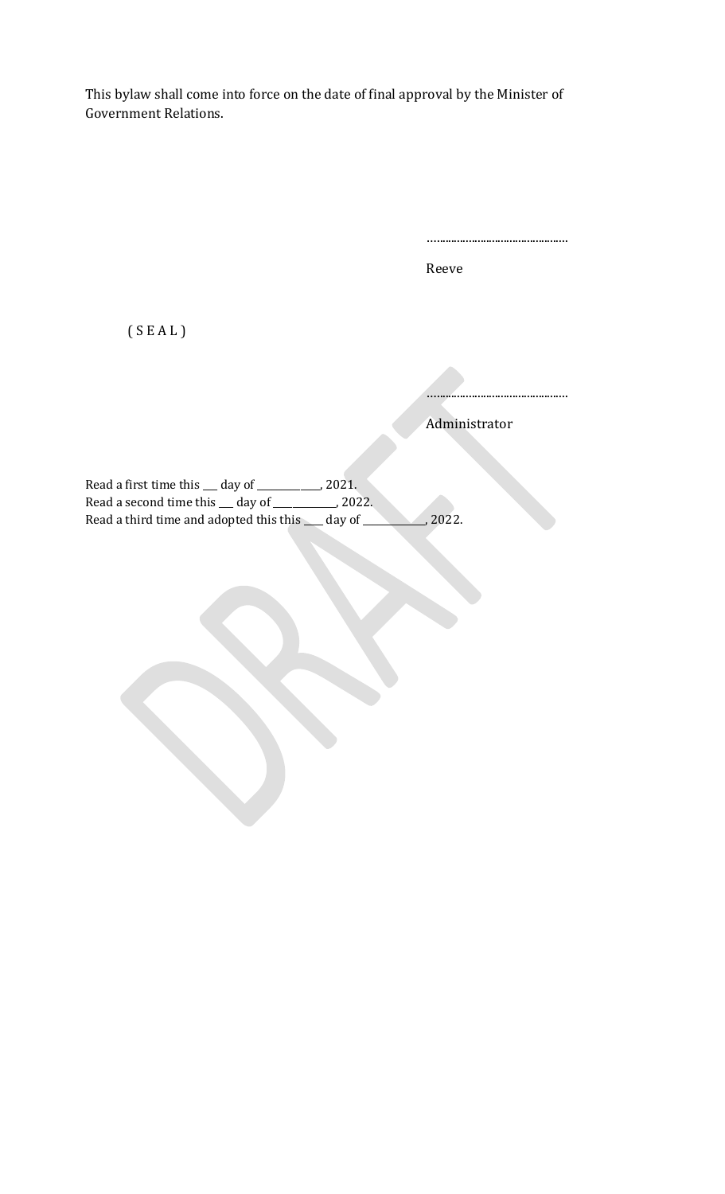This bylaw shall come into force on the date of final approval by the Minister of Government Relations.

…………………………………………

Reeve

( S E A L )

…………………………………………

Administrator

Read a first time this ___ day of ____________, 2021.
Read a second time this ___ day of ___________, 2022.
Read a third time and adopted this this ____ day of ___________, 2022.